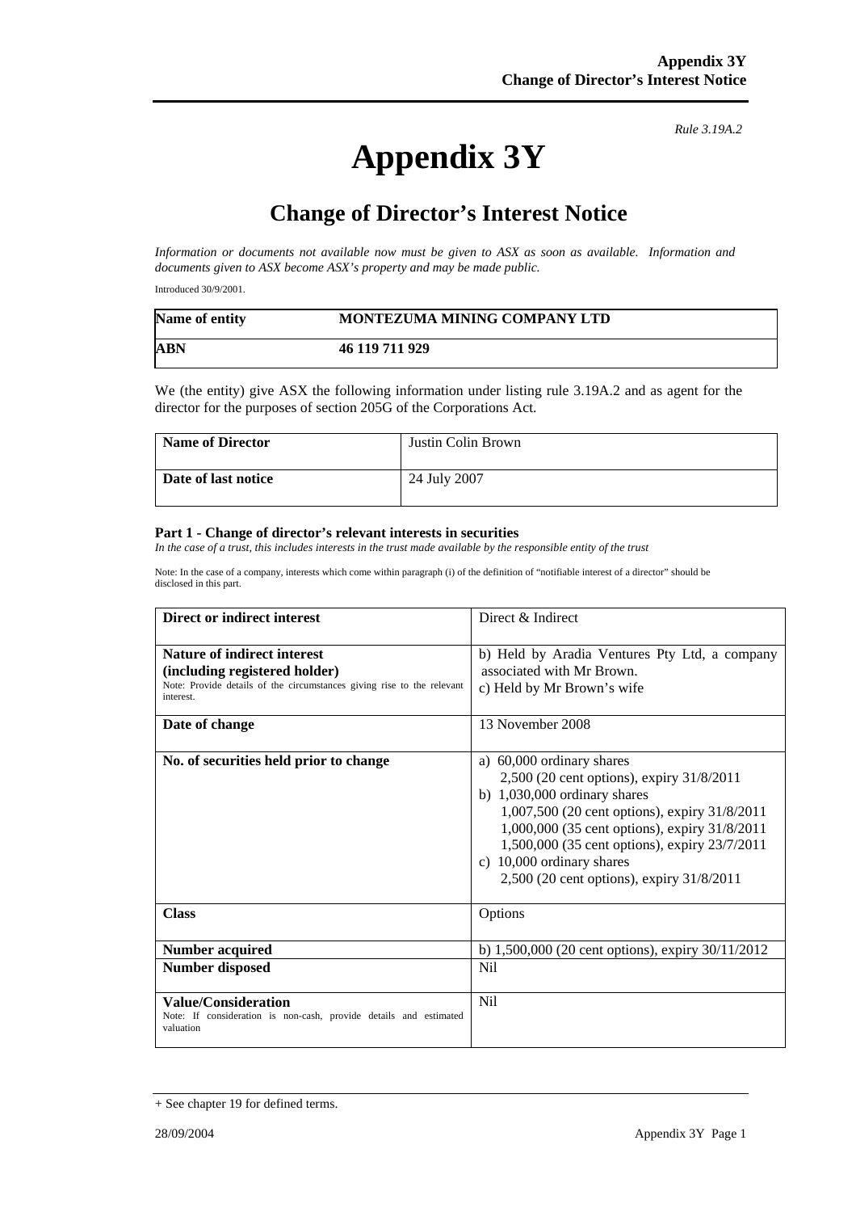*Rule 3.19A.2*

# Appendix 3Y

## Change of Director's Interest Notice

*Information or documents not available now must be given to ASX as soon as available. Information and documents given to ASX become ASX's property and may be made public.*

Introduced 30/9/2001.

| Name of entity | MONTEZUMA MINING COMPANY LTD |
|---|---|
| ABN | 46 119 711 929 |

We (the entity) give ASX the following information under listing rule 3.19A.2 and as agent for the director for the purposes of section 205G of the Corporations Act.

| Name of Director | Justin Colin Brown |
|---|---|
| Date of last notice | 24 July 2007 |

**Part 1 - Change of director's relevant interests in securities**

*In the case of a trust, this includes interests in the trust made available by the responsible entity of the trust*

Note: In the case of a company, interests which come within paragraph (i) of the definition of "notifiable interest of a director" should be disclosed in this part.

| | |
|---|---|
| **Direct or indirect interest** | Direct & Indirect |
| **Nature of indirect interest (including registered holder)** <br> Note: Provide details of the circumstances giving rise to the relevant interest. | b) Held by Aradia Ventures Pty Ltd, a company associated with Mr Brown. <br> c) Held by Mr Brown's wife |
| **Date of change** | 13 November 2008 |
| **No. of securities held prior to change** | a) 60,000 ordinary shares <br> 2,500 (20 cent options), expiry 31/8/2011 <br> b) 1,030,000 ordinary shares <br> 1,007,500 (20 cent options), expiry 31/8/2011 <br> 1,000,000 (35 cent options), expiry 31/8/2011 <br> 1,500,000 (35 cent options), expiry 23/7/2011 <br> c) 10,000 ordinary shares <br> 2,500 (20 cent options), expiry 31/8/2011 |
| **Class** | Options |
| **Number acquired** | b) 1,500,000 (20 cent options), expiry 30/11/2012 |
| **Number disposed** | Nil |
| **Value/Consideration** <br> Note: If consideration is non-cash, provide details and estimated valuation | Nil |

+ See chapter 19 for defined terms.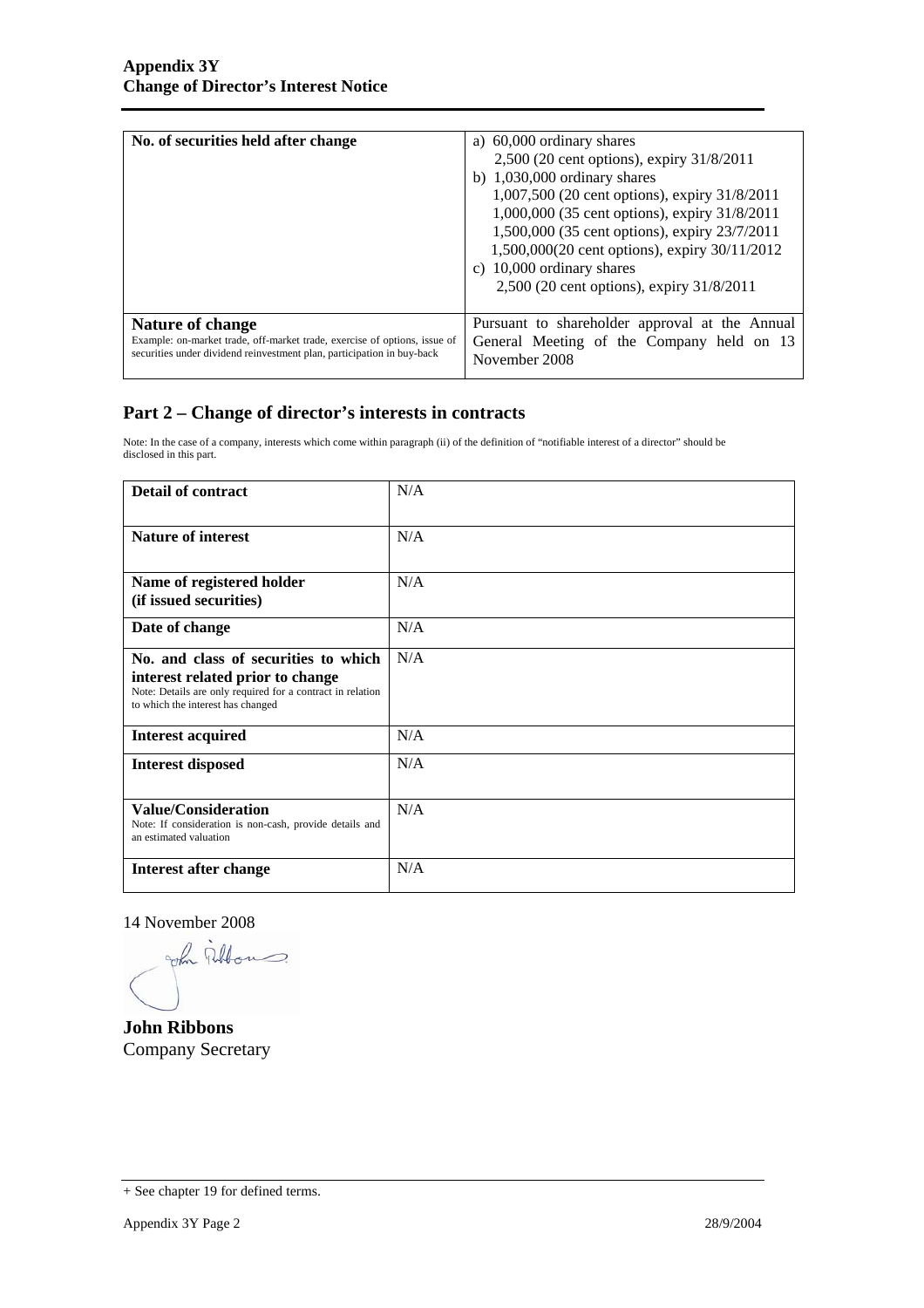| | |
|---|---|
| **No. of securities held after change** | a) 60,000 ordinary shares<br>2,500 (20 cent options), expiry 31/8/2011<br>b) 1,030,000 ordinary shares<br>1,007,500 (20 cent options), expiry 31/8/2011<br>1,000,000 (35 cent options), expiry 31/8/2011<br>1,500,000 (35 cent options), expiry 23/7/2011<br>1,500,000(20 cent options), expiry 30/11/2012<br>c) 10,000 ordinary shares<br>2,500 (20 cent options), expiry 31/8/2011 |
| **Nature of change**<br>Example: on-market trade, off-market trade, exercise of options, issue of securities under dividend reinvestment plan, participation in buy-back | Pursuant to shareholder approval at the Annual General Meeting of the Company held on 13 November 2008 |

## Part 2 – Change of director's interests in contracts

Note: In the case of a company, interests which come within paragraph (ii) of the definition of "notifiable interest of a director" should be disclosed in this part.

| | |
|---|---|
| **Detail of contract** | N/A |
| **Nature of interest** | N/A |
| **Name of registered holder (if issued securities)** | N/A |
| **Date of change** | N/A |
| **No. and class of securities to which interest related prior to change**<br>Note: Details are only required for a contract in relation to which the interest has changed | N/A |
| **Interest acquired** | N/A |
| **Interest disposed** | N/A |
| **Value/Consideration**<br>Note: If consideration is non-cash, provide details and an estimated valuation | N/A |
| **Interest after change** | N/A |

14 November 2008

**John Ribbons**
Company Secretary

+ See chapter 19 for defined terms.